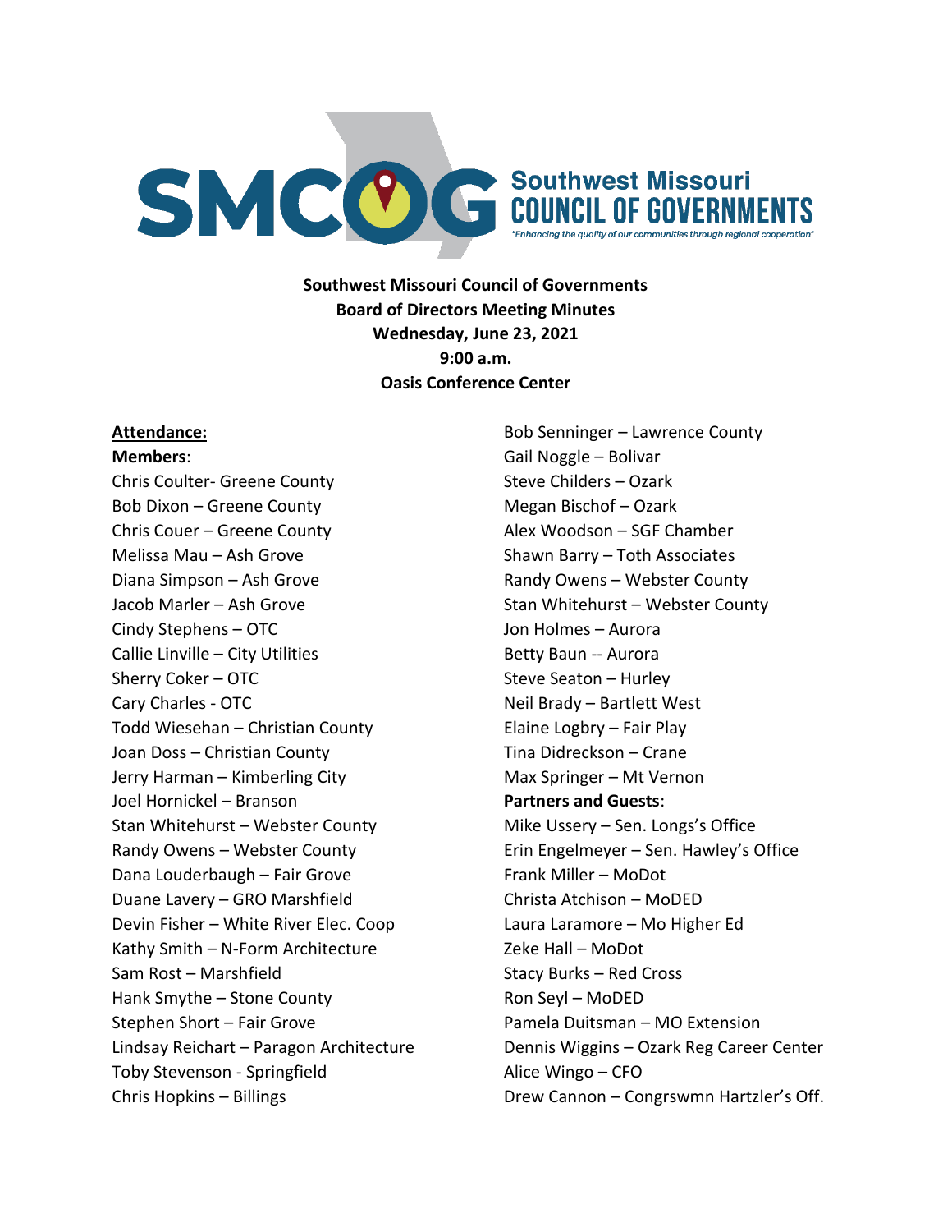SMCOG Southwest Missouri COUNCIL OF GOVERNMENTS

*"Enhancing the quality of our communities through regional cooperation"*

**Southwest Missouri Council of Governments**
**Board of Directors Meeting Minutes**
**Wednesday, June 23, 2021**
**9:00 a.m.**
**Oasis Conference Center**

**<u>Attendance:</u>**

**Members**:

Chris Coulter- Greene County
Bob Dixon – Greene County
Chris Couer – Greene County
Melissa Mau – Ash Grove
Diana Simpson – Ash Grove
Jacob Marler – Ash Grove
Cindy Stephens – OTC
Callie Linville – City Utilities
Sherry Coker – OTC
Cary Charles - OTC
Todd Wiesehan – Christian County
Joan Doss – Christian County
Jerry Harman – Kimberling City
Joel Hornickel – Branson
Stan Whitehurst – Webster County
Randy Owens – Webster County
Dana Louderbaugh – Fair Grove
Duane Lavery – GRO Marshfield
Devin Fisher – White River Elec. Coop
Kathy Smith – N-Form Architecture
Sam Rost – Marshfield
Hank Smythe – Stone County
Stephen Short – Fair Grove
Lindsay Reichart – Paragon Architecture
Toby Stevenson - Springfield
Chris Hopkins – Billings
Bob Senninger – Lawrence County
Gail Noggle – Bolivar
Steve Childers – Ozark
Megan Bischof – Ozark
Alex Woodson – SGF Chamber
Shawn Barry – Toth Associates
Randy Owens – Webster County
Stan Whitehurst – Webster County
Jon Holmes – Aurora
Betty Baun -- Aurora
Steve Seaton – Hurley
Neil Brady – Bartlett West
Elaine Logbry – Fair Play
Tina Didreckson – Crane
Max Springer – Mt Vernon

**Partners and Guests**:

Mike Ussery – Sen. Longs's Office
Erin Engelmeyer – Sen. Hawley's Office
Frank Miller – MoDot
Christa Atchison – MoDED
Laura Laramore – Mo Higher Ed
Zeke Hall – MoDot
Stacy Burks – Red Cross
Ron Seyl – MoDED
Pamela Duitsman – MO Extension
Dennis Wiggins – Ozark Reg Career Center
Alice Wingo – CFO
Drew Cannon – Congrswmn Hartzler's Off.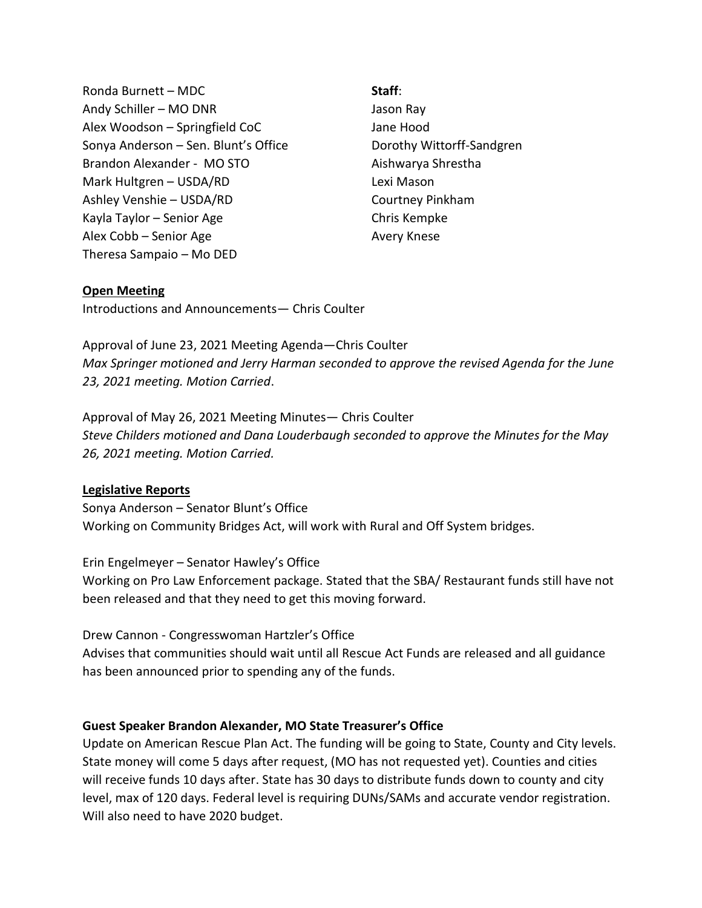Ronda Burnett – MDC
Andy Schiller – MO DNR
Alex Woodson – Springfield CoC
Sonya Anderson – Sen. Blunt's Office
Brandon Alexander - MO STO
Mark Hultgren – USDA/RD
Ashley Venshie – USDA/RD
Kayla Taylor – Senior Age
Alex Cobb – Senior Age
Theresa Sampaio – Mo DED

**Staff**:
Jason Ray
Jane Hood
Dorothy Wittorff-Sandgren
Aishwarya Shrestha
Lexi Mason
Courtney Pinkham
Chris Kempke
Avery Knese

**Open Meeting**

Introductions and Announcements— Chris Coulter

Approval of June 23, 2021 Meeting Agenda—Chris Coulter
*Max Springer motioned and Jerry Harman seconded to approve the revised Agenda for the June 23, 2021 meeting. Motion Carried*.

Approval of May 26, 2021 Meeting Minutes— Chris Coulter
*Steve Childers motioned and Dana Louderbaugh seconded to approve the Minutes for the May 26, 2021 meeting. Motion Carried.*

**Legislative Reports**

Sonya Anderson – Senator Blunt's Office
Working on Community Bridges Act, will work with Rural and Off System bridges.

Erin Engelmeyer – Senator Hawley's Office
Working on Pro Law Enforcement package. Stated that the SBA/ Restaurant funds still have not been released and that they need to get this moving forward.

Drew Cannon - Congresswoman Hartzler's Office
Advises that communities should wait until all Rescue Act Funds are released and all guidance has been announced prior to spending any of the funds.

**Guest Speaker Brandon Alexander, MO State Treasurer's Office**

Update on American Rescue Plan Act. The funding will be going to State, County and City levels. State money will come 5 days after request, (MO has not requested yet). Counties and cities will receive funds 10 days after. State has 30 days to distribute funds down to county and city level, max of 120 days. Federal level is requiring DUNs/SAMs and accurate vendor registration. Will also need to have 2020 budget.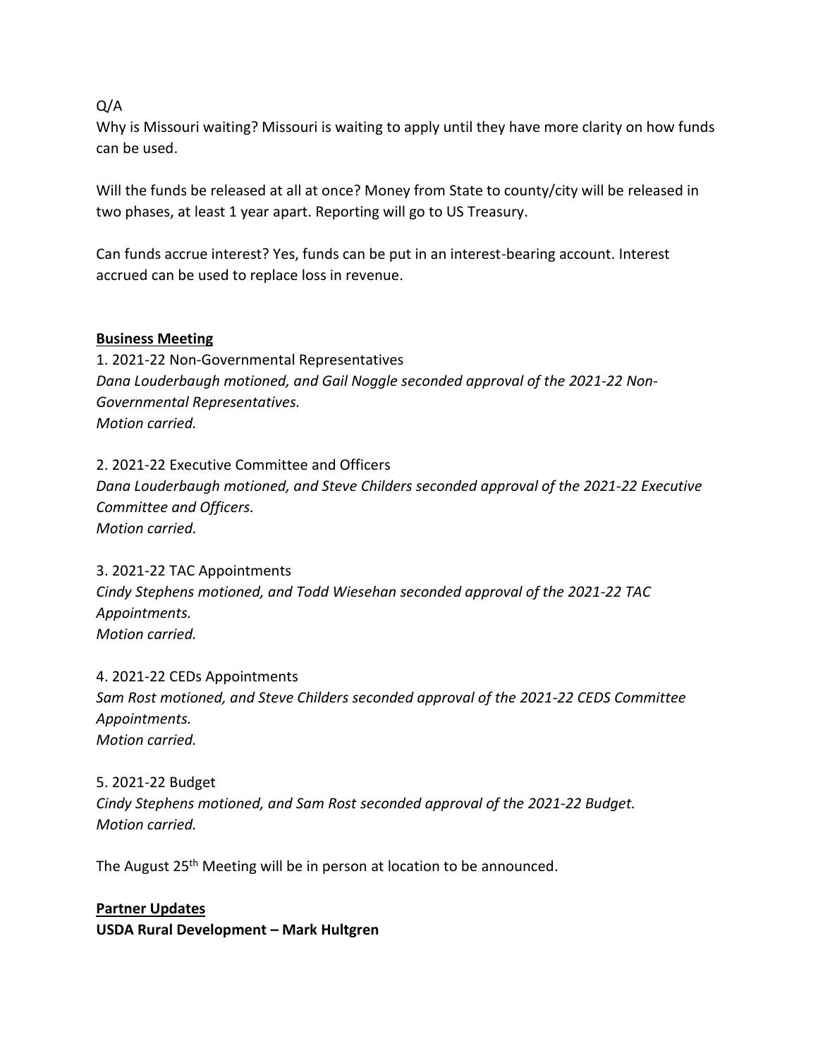Q/A

Why is Missouri waiting? Missouri is waiting to apply until they have more clarity on how funds can be used.

Will the funds be released at all at once? Money from State to county/city will be released in two phases, at least 1 year apart. Reporting will go to US Treasury.

Can funds accrue interest? Yes, funds can be put in an interest-bearing account. Interest accrued can be used to replace loss in revenue.

**Business Meeting**

1. 2021-22 Non-Governmental Representatives
*Dana Louderbaugh motioned, and Gail Noggle seconded approval of the 2021-22 Non-Governmental Representatives.*
*Motion carried.*

2. 2021-22 Executive Committee and Officers
*Dana Louderbaugh motioned, and Steve Childers seconded approval of the 2021-22 Executive Committee and Officers.*
*Motion carried.*

3. 2021-22 TAC Appointments
*Cindy Stephens motioned, and Todd Wiesehan seconded approval of the 2021-22 TAC Appointments.*
*Motion carried.*

4. 2021-22 CEDs Appointments
*Sam Rost motioned, and Steve Childers seconded approval of the 2021-22 CEDS Committee Appointments.*
*Motion carried.*

5. 2021-22 Budget
*Cindy Stephens motioned, and Sam Rost seconded approval of the 2021-22 Budget.*
*Motion carried.*

The August 25th Meeting will be in person at location to be announced.

**Partner Updates**

**USDA Rural Development – Mark Hultgren**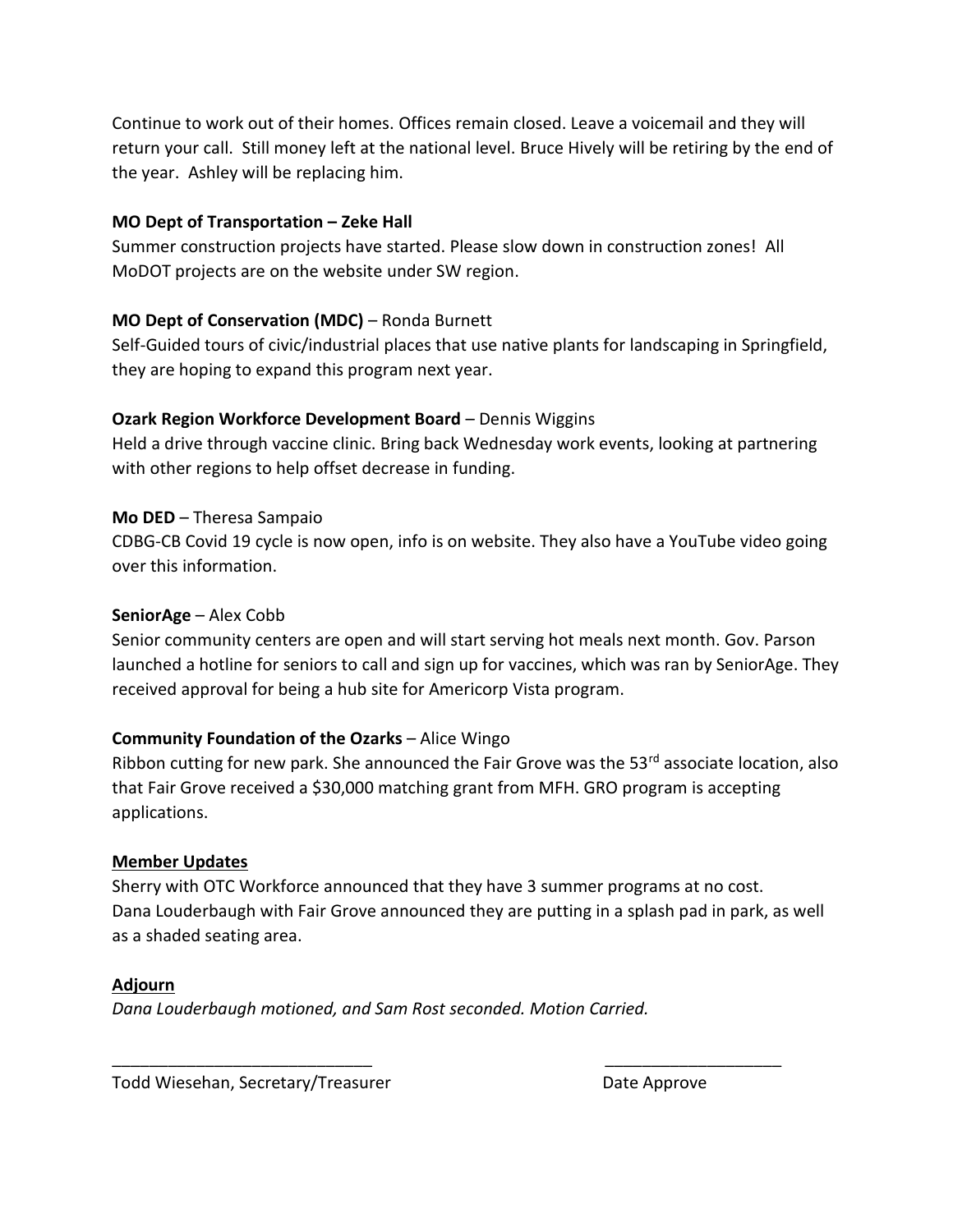Continue to work out of their homes. Offices remain closed. Leave a voicemail and they will return your call. Still money left at the national level. Bruce Hively will be retiring by the end of the year. Ashley will be replacing him.

**MO Dept of Transportation – Zeke Hall**
Summer construction projects have started. Please slow down in construction zones! All MoDOT projects are on the website under SW region.

**MO Dept of Conservation (MDC)** – Ronda Burnett
Self-Guided tours of civic/industrial places that use native plants for landscaping in Springfield, they are hoping to expand this program next year.

**Ozark Region Workforce Development Board** – Dennis Wiggins
Held a drive through vaccine clinic. Bring back Wednesday work events, looking at partnering with other regions to help offset decrease in funding.

**Mo DED** – Theresa Sampaio
CDBG-CB Covid 19 cycle is now open, info is on website. They also have a YouTube video going over this information.

**SeniorAge** – Alex Cobb
Senior community centers are open and will start serving hot meals next month. Gov. Parson launched a hotline for seniors to call and sign up for vaccines, which was ran by SeniorAge. They received approval for being a hub site for Americorp Vista program.

**Community Foundation of the Ozarks** – Alice Wingo
Ribbon cutting for new park. She announced the Fair Grove was the 53rd associate location, also that Fair Grove received a $30,000 matching grant from MFH. GRO program is accepting applications.

**Member Updates**
Sherry with OTC Workforce announced that they have 3 summer programs at no cost.
Dana Louderbaugh with Fair Grove announced they are putting in a splash pad in park, as well as a shaded seating area.

**Adjourn**
*Dana Louderbaugh motioned, and Sam Rost seconded. Motion Carried.*

\_\_\_\_\_\_\_\_\_\_\_\_\_\_\_\_\_\_\_\_\_\_\_\_\_\_\_\_\_\_ \_\_\_\_\_\_\_\_\_\_\_\_\_\_\_\_\_\_\_\_

Todd Wiesehan, Secretary/Treasurer Date Approve